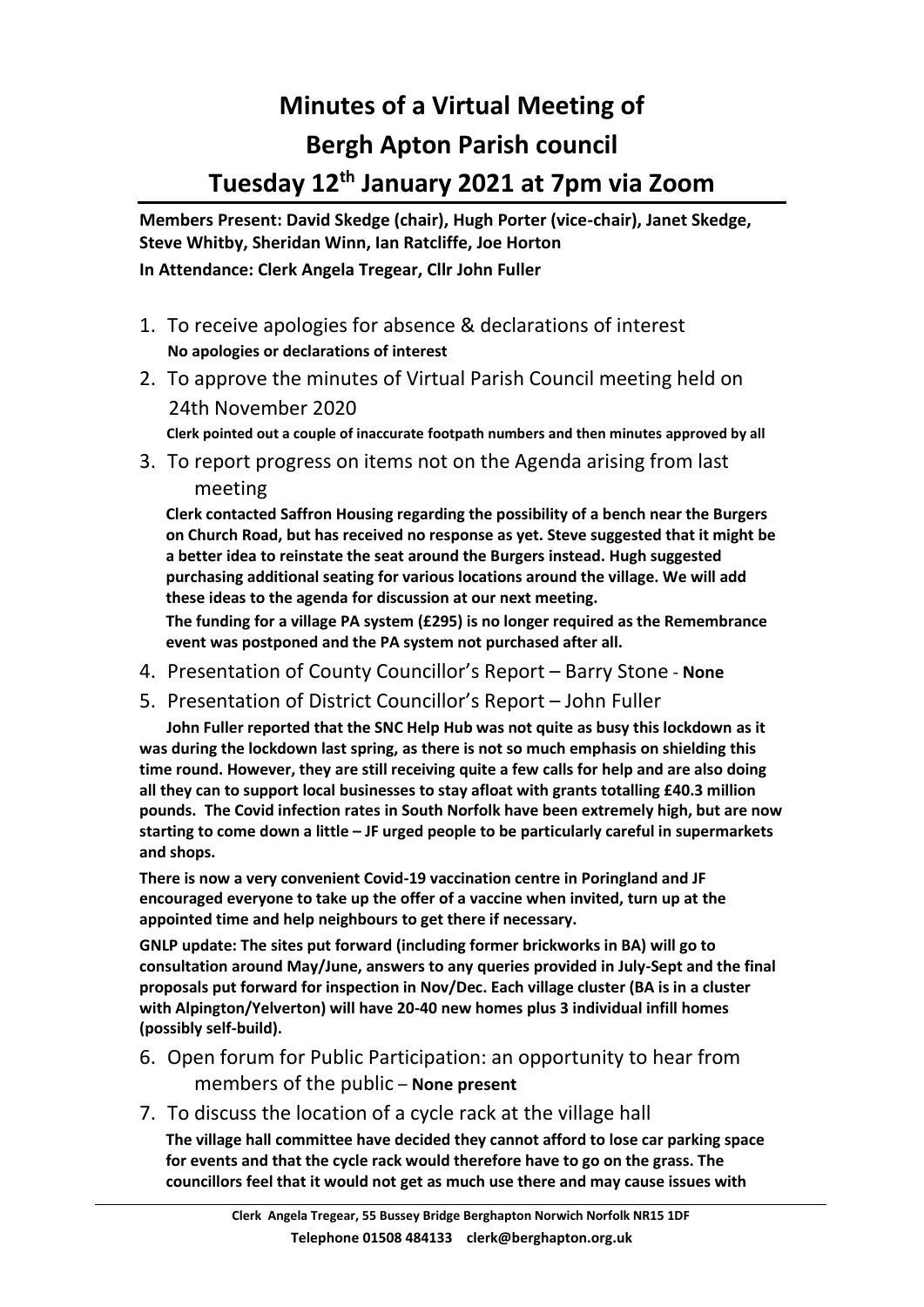# Minutes of a Virtual Meeting of Bergh Apton Parish council

# Tuesday 12th January 2021 at 7pm via Zoom

**Members Present: David Skedge (chair), Hugh Porter (vice-chair), Janet Skedge, Steve Whitby, Sheridan Winn, Ian Ratcliffe, Joe Horton**

**In Attendance: Clerk Angela Tregear, Cllr John Fuller**

1. To receive apologies for absence & declarations of interest

   **No apologies or declarations of interest**

2. To approve the minutes of Virtual Parish Council meeting held on 24th November 2020

   **Clerk pointed out a couple of inaccurate footpath numbers and then minutes approved by all**

3. To report progress on items not on the Agenda arising from last meeting

   **Clerk contacted Saffron Housing regarding the possibility of a bench near the Burgers on Church Road, but has received no response as yet. Steve suggested that it might be a better idea to reinstate the seat around the Burgers instead. Hugh suggested purchasing additional seating for various locations around the village. We will add these ideas to the agenda for discussion at our next meeting.**

   **The funding for a village PA system (£295) is no longer required as the Remembrance event was postponed and the PA system not purchased after all.**

4. Presentation of County Councillor's Report – Barry Stone - **None**

5. Presentation of District Councillor's Report – John Fuller

   **John Fuller reported that the SNC Help Hub was not quite as busy this lockdown as it was during the lockdown last spring, as there is not so much emphasis on shielding this time round. However, they are still receiving quite a few calls for help and are also doing all they can to support local businesses to stay afloat with grants totalling £40.3 million pounds. The Covid infection rates in South Norfolk have been extremely high, but are now starting to come down a little – JF urged people to be particularly careful in supermarkets and shops.**

   **There is now a very convenient Covid-19 vaccination centre in Poringland and JF encouraged everyone to take up the offer of a vaccine when invited, turn up at the appointed time and help neighbours to get there if necessary.**

   **GNLP update: The sites put forward (including former brickworks in BA) will go to consultation around May/June, answers to any queries provided in July-Sept and the final proposals put forward for inspection in Nov/Dec. Each village cluster (BA is in a cluster with Alpington/Yelverton) will have 20-40 new homes plus 3 individual infill homes (possibly self-build).**

6. Open forum for Public Participation: an opportunity to hear from members of the public – **None present**

7. To discuss the location of a cycle rack at the village hall

   **The village hall committee have decided they cannot afford to lose car parking space for events and that the cycle rack would therefore have to go on the grass. The councillors feel that it would not get as much use there and may cause issues with**

Clerk Angela Tregear, 55 Bussey Bridge Berghapton Norwich Norfolk NR15 1DF
Telephone 01508 484133 clerk@berghapton.org.uk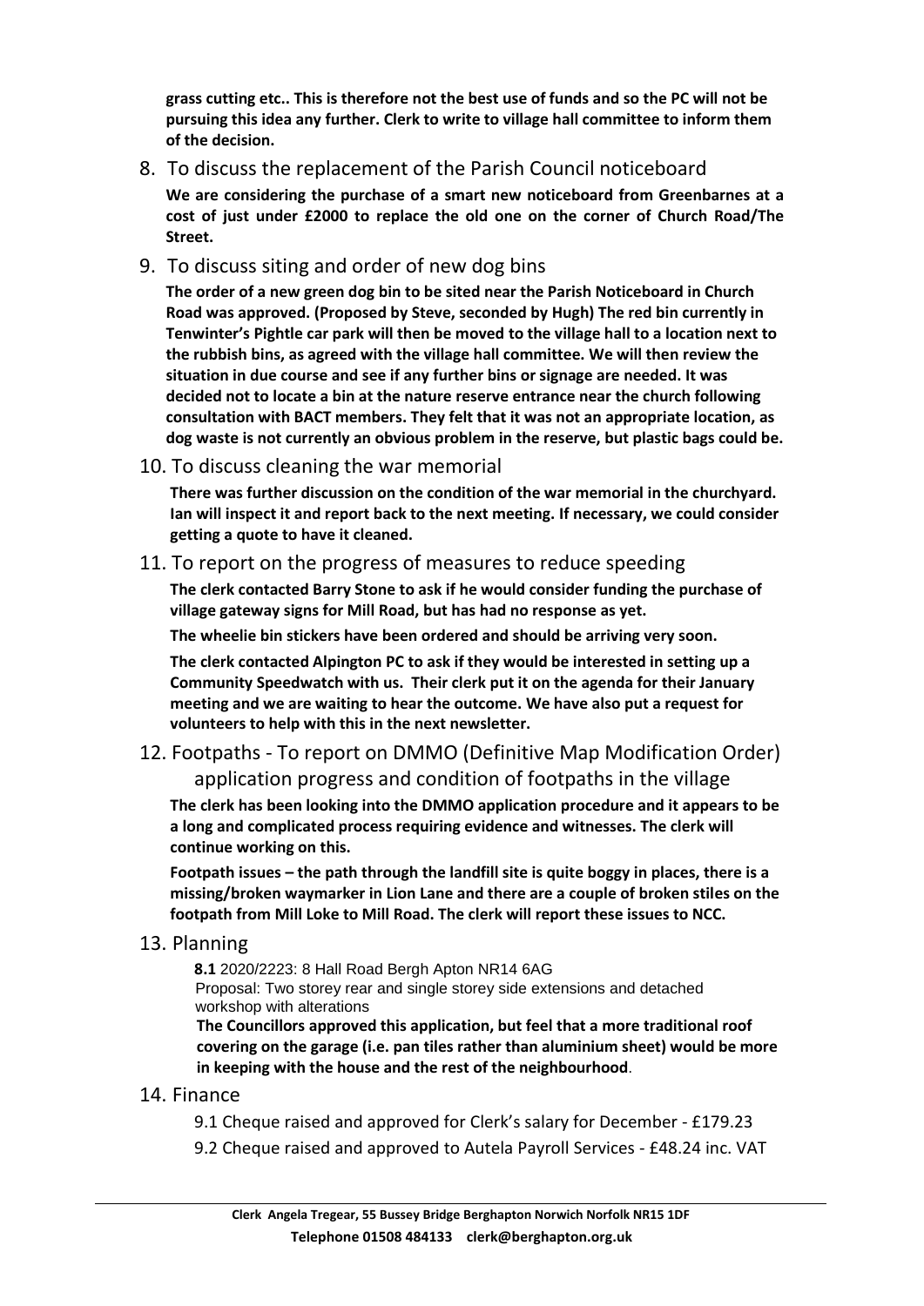**grass cutting etc.. This is therefore not the best use of funds and so the PC will not be pursuing this idea any further. Clerk to write to village hall committee to inform them of the decision.**

8. To discuss the replacement of the Parish Council noticeboard

   **We are considering the purchase of a smart new noticeboard from Greenbarnes at a cost of just under £2000 to replace the old one on the corner of Church Road/The Street.**

9. To discuss siting and order of new dog bins

   **The order of a new green dog bin to be sited near the Parish Noticeboard in Church Road was approved. (Proposed by Steve, seconded by Hugh) The red bin currently in Tenwinter's Pightle car park will then be moved to the village hall to a location next to the rubbish bins, as agreed with the village hall committee. We will then review the situation in due course and see if any further bins or signage are needed. It was decided not to locate a bin at the nature reserve entrance near the church following consultation with BACT members. They felt that it was not an appropriate location, as dog waste is not currently an obvious problem in the reserve, but plastic bags could be.**

10. To discuss cleaning the war memorial

    **There was further discussion on the condition of the war memorial in the churchyard. Ian will inspect it and report back to the next meeting. If necessary, we could consider getting a quote to have it cleaned.**

11. To report on the progress of measures to reduce speeding

    **The clerk contacted Barry Stone to ask if he would consider funding the purchase of village gateway signs for Mill Road, but has had no response as yet.**

    **The wheelie bin stickers have been ordered and should be arriving very soon.**

    **The clerk contacted Alpington PC to ask if they would be interested in setting up a Community Speedwatch with us. Their clerk put it on the agenda for their January meeting and we are waiting to hear the outcome. We have also put a request for volunteers to help with this in the next newsletter.**

12. Footpaths - To report on DMMO (Definitive Map Modification Order) application progress and condition of footpaths in the village

    **The clerk has been looking into the DMMO application procedure and it appears to be a long and complicated process requiring evidence and witnesses. The clerk will continue working on this.**

    **Footpath issues – the path through the landfill site is quite boggy in places, there is a missing/broken waymarker in Lion Lane and there are a couple of broken stiles on the footpath from Mill Loke to Mill Road. The clerk will report these issues to NCC.**

13. Planning

    **8.1** 2020/2223: 8 Hall Road Bergh Apton NR14 6AG
    Proposal: Two storey rear and single storey side extensions and detached workshop with alterations
    **The Councillors approved this application, but feel that a more traditional roof covering on the garage (i.e. pan tiles rather than aluminium sheet) would be more in keeping with the house and the rest of the neighbourhood**.

14. Finance

    9.1 Cheque raised and approved for Clerk's salary for December - £179.23

    9.2 Cheque raised and approved to Autela Payroll Services - £48.24 inc. VAT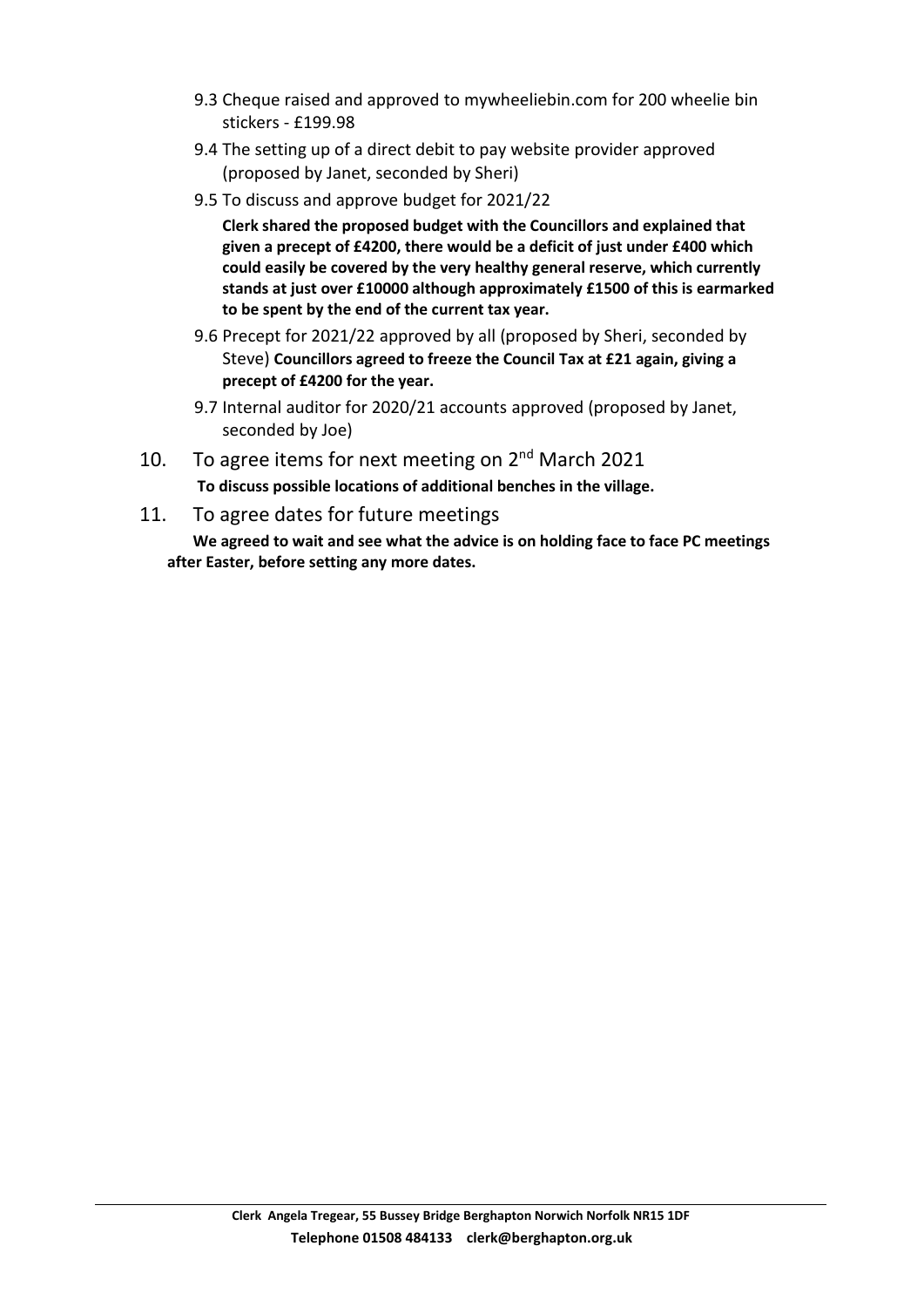- 9.3 Cheque raised and approved to mywheeliebin.com for 200 wheelie bin stickers - £199.98
- 9.4 The setting up of a direct debit to pay website provider approved (proposed by Janet, seconded by Sheri)
- 9.5 To discuss and approve budget for 2021/22

  **Clerk shared the proposed budget with the Councillors and explained that given a precept of £4200, there would be a deficit of just under £400 which could easily be covered by the very healthy general reserve, which currently stands at just over £10000 although approximately £1500 of this is earmarked to be spent by the end of the current tax year.**
- 9.6 Precept for 2021/22 approved by all (proposed by Sheri, seconded by Steve) **Councillors agreed to freeze the Council Tax at £21 again, giving a precept of £4200 for the year.**
- 9.7 Internal auditor for 2020/21 accounts approved (proposed by Janet, seconded by Joe)

## 10. To agree items for next meeting on 2nd March 2021

**To discuss possible locations of additional benches in the village.**

## 11. To agree dates for future meetings

**We agreed to wait and see what the advice is on holding face to face PC meetings after Easter, before setting any more dates.**

**Clerk Angela Tregear, 55 Bussey Bridge Berghapton Norwich Norfolk NR15 1DF**
**Telephone 01508 484133 clerk@berghapton.org.uk**